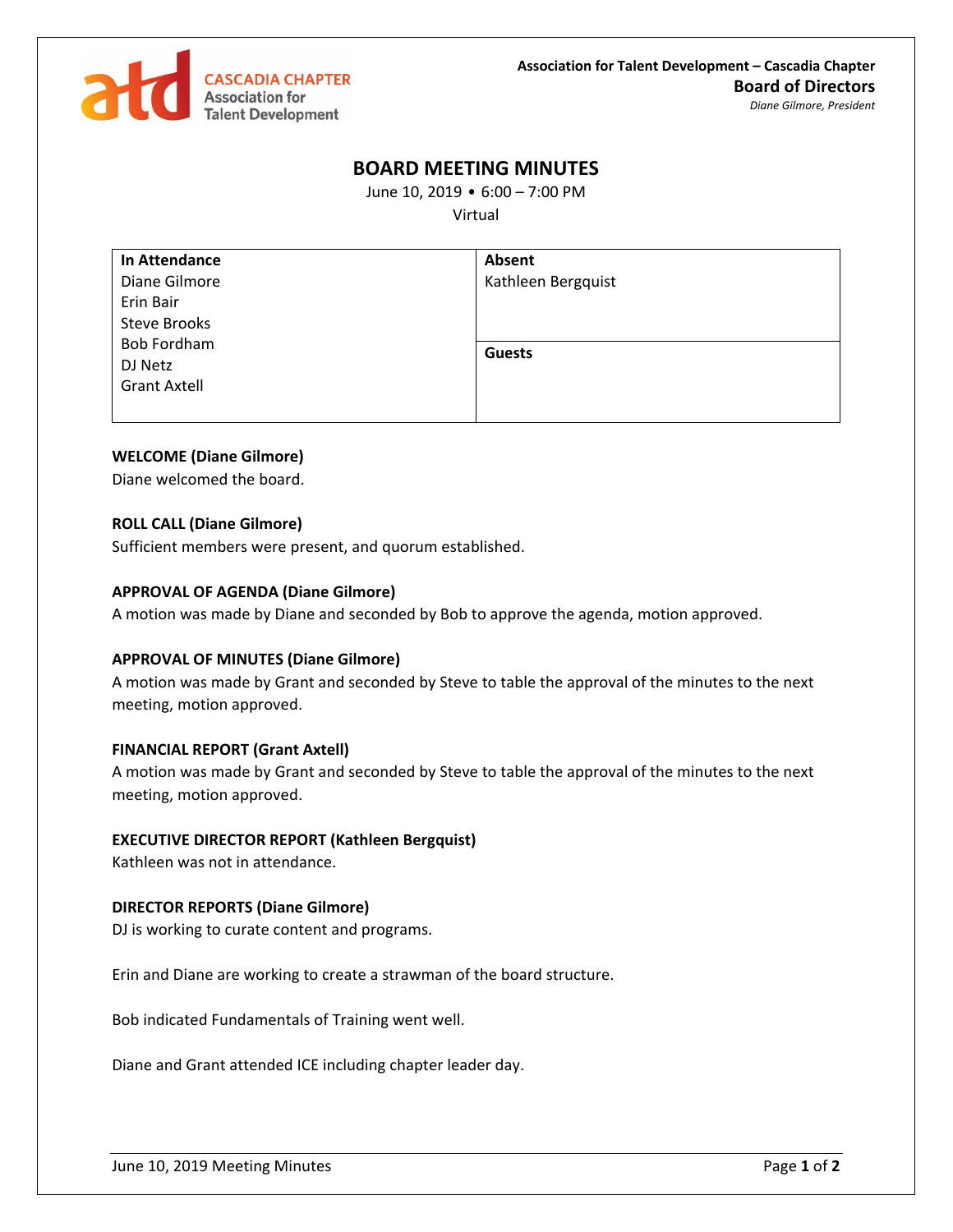CASCADIA CHAPTER
Association for
Talent Development

**Association for Talent Development – Cascadia Chapter**
**Board of Directors**
*Diane Gilmore, President*

# BOARD MEETING MINUTES

June 10, 2019 • 6:00 – 7:00 PM
Virtual

| In Attendance | Absent |
| --- | --- |
| Diane Gilmore<br>Erin Bair<br>Steve Brooks<br>Bob Fordham<br>DJ Netz<br>Grant Axtell | Kathleen Bergquist<br><br>**Guests** |

**WELCOME (Diane Gilmore)**
Diane welcomed the board.

**ROLL CALL (Diane Gilmore)**
Sufficient members were present, and quorum established.

**APPROVAL OF AGENDA (Diane Gilmore)**
A motion was made by Diane and seconded by Bob to approve the agenda, motion approved.

**APPROVAL OF MINUTES (Diane Gilmore)**
A motion was made by Grant and seconded by Steve to table the approval of the minutes to the next meeting, motion approved.

**FINANCIAL REPORT (Grant Axtell)**
A motion was made by Grant and seconded by Steve to table the approval of the minutes to the next meeting, motion approved.

**EXECUTIVE DIRECTOR REPORT (Kathleen Bergquist)**
Kathleen was not in attendance.

**DIRECTOR REPORTS (Diane Gilmore)**
DJ is working to curate content and programs.

Erin and Diane are working to create a strawman of the board structure.

Bob indicated Fundamentals of Training went well.

Diane and Grant attended ICE including chapter leader day.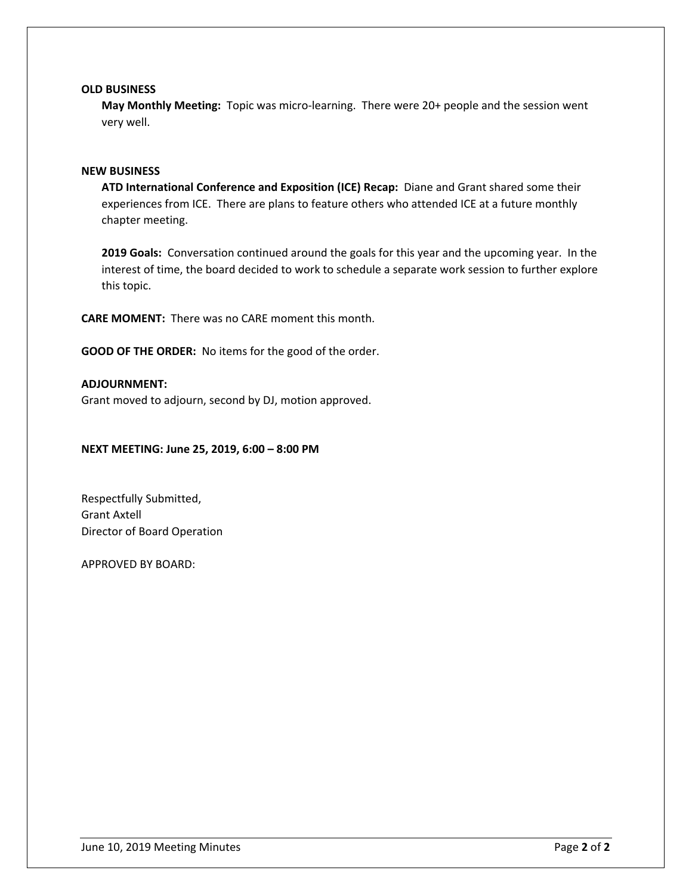**OLD BUSINESS**

**May Monthly Meeting:** Topic was micro-learning. There were 20+ people and the session went very well.

**NEW BUSINESS**

**ATD International Conference and Exposition (ICE) Recap:** Diane and Grant shared some their experiences from ICE. There are plans to feature others who attended ICE at a future monthly chapter meeting.

**2019 Goals:** Conversation continued around the goals for this year and the upcoming year. In the interest of time, the board decided to work to schedule a separate work session to further explore this topic.

**CARE MOMENT:** There was no CARE moment this month.

**GOOD OF THE ORDER:** No items for the good of the order.

**ADJOURNMENT:**
Grant moved to adjourn, second by DJ, motion approved.

**NEXT MEETING: June 25, 2019, 6:00 – 8:00 PM**

Respectfully Submitted,
Grant Axtell
Director of Board Operation

APPROVED BY BOARD: